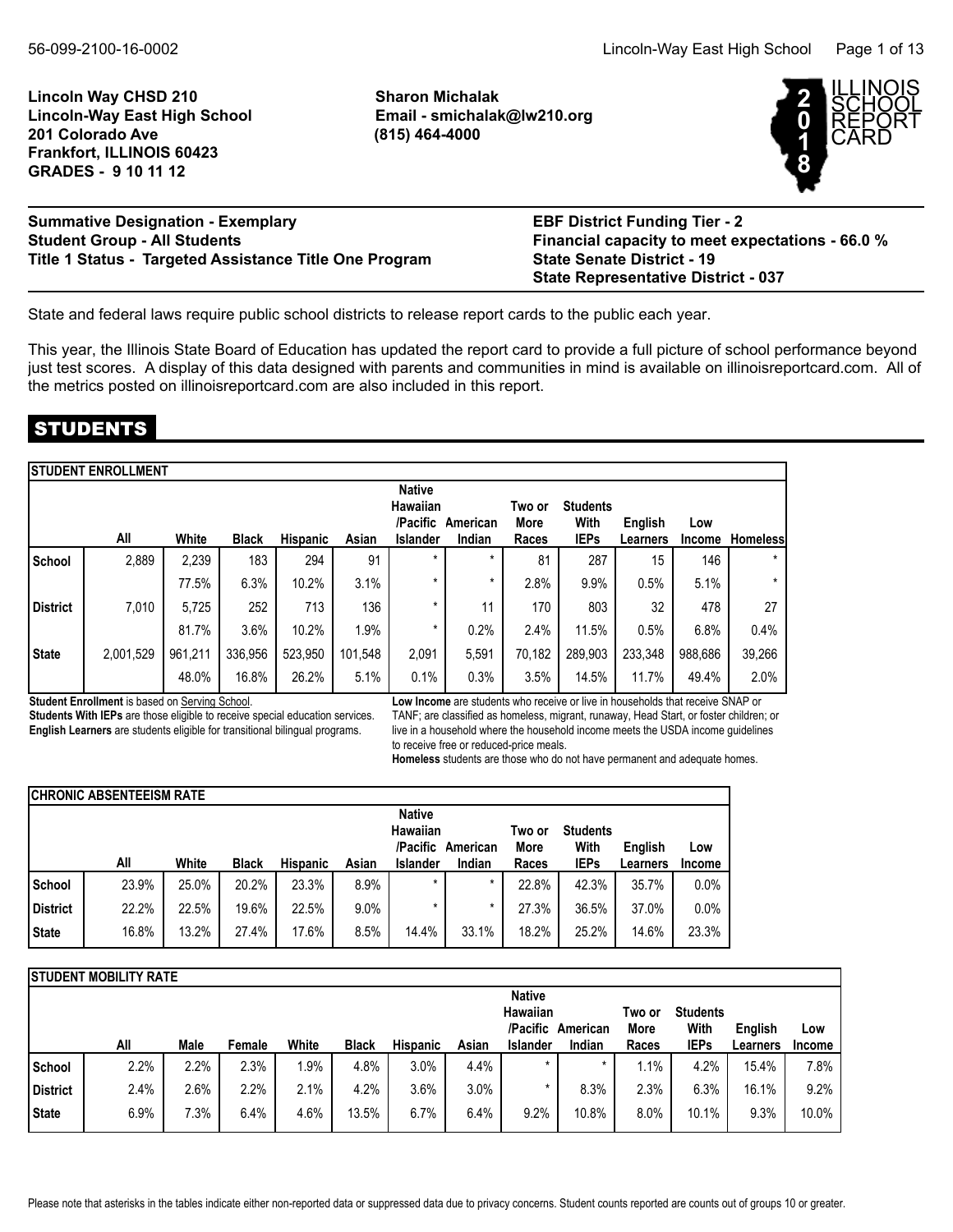**Lincoln Way CHSD 210**
**Lincoln-Way East High School**
**201 Colorado Ave**
**Frankfort, ILLINOIS 60423**
**GRADES - 9 10 11 12**

**Sharon Michalak**
**Email - smichalak@lw210.org**
**(815) 464-4000**

2018 ILLINOIS SCHOOL REPORT CARD

**Summative Designation - Exemplary**
**Student Group - All Students**
**Title 1 Status - Targeted Assistance Title One Program**

**EBF District Funding Tier - 2**
**Financial capacity to meet expectations - 66.0 %**
**State Senate District - 19**
**State Representative District - 037**

State and federal laws require public school districts to release report cards to the public each year.

This year, the Illinois State Board of Education has updated the report card to provide a full picture of school performance beyond just test scores. A display of this data designed with parents and communities in mind is available on illinoisreportcard.com. All of the metrics posted on illinoisreportcard.com are also included in this report.

# STUDENTS

**STUDENT ENROLLMENT**

| | All | White | Black | Hispanic | Asian | Native Hawaiian /Pacific Islander | American Indian | Two or More Races | Students With IEPs | English Learners | Low Income | Homeless |
|---|---|---|---|---|---|---|---|---|---|---|---|---|
| School | 2,889 | 2,239 | 183 | 294 | 91 | * | * | 81 | 287 | 15 | 146 | * |
| | | 77.5% | 6.3% | 10.2% | 3.1% | * | * | 2.8% | 9.9% | 0.5% | 5.1% | * |
| District | 7,010 | 5,725 | 252 | 713 | 136 | * | 11 | 170 | 803 | 32 | 478 | 27 |
| | | 81.7% | 3.6% | 10.2% | 1.9% | * | 0.2% | 2.4% | 11.5% | 0.5% | 6.8% | 0.4% |
| State | 2,001,529 | 961,211 | 336,956 | 523,950 | 101,548 | 2,091 | 5,591 | 70,182 | 289,903 | 233,348 | 988,686 | 39,266 |
| | | 48.0% | 16.8% | 26.2% | 5.1% | 0.1% | 0.3% | 3.5% | 14.5% | 11.7% | 49.4% | 2.0% |

**Student Enrollment** is based on Serving School.
**Students With IEPs** are those eligible to receive special education services.
**English Learners** are students eligible for transitional bilingual programs.

**Low Income** are students who receive or live in households that receive SNAP or TANF; are classified as homeless, migrant, runaway, Head Start, or foster children; or live in a household where the household income meets the USDA income guidelines to receive free or reduced-price meals.
**Homeless** students are those who do not have permanent and adequate homes.

**CHRONIC ABSENTEEISM RATE**

| | All | White | Black | Hispanic | Asian | Native Hawaiian /Pacific Islander | American Indian | Two or More Races | Students With IEPs | English Learners | Low Income |
|---|---|---|---|---|---|---|---|---|---|---|---|
| School | 23.9% | 25.0% | 20.2% | 23.3% | 8.9% | * | * | 22.8% | 42.3% | 35.7% | 0.0% |
| District | 22.2% | 22.5% | 19.6% | 22.5% | 9.0% | * | * | 27.3% | 36.5% | 37.0% | 0.0% |
| State | 16.8% | 13.2% | 27.4% | 17.6% | 8.5% | 14.4% | 33.1% | 18.2% | 25.2% | 14.6% | 23.3% |

**STUDENT MOBILITY RATE**

| | All | Male | Female | White | Black | Hispanic | Asian | Native Hawaiian /Pacific Islander | American Indian | Two or More Races | Students With IEPs | English Learners | Low Income |
|---|---|---|---|---|---|---|---|---|---|---|---|---|---|
| School | 2.2% | 2.2% | 2.3% | 1.9% | 4.8% | 3.0% | 4.4% | * | * | 1.1% | 4.2% | 15.4% | 7.8% |
| District | 2.4% | 2.6% | 2.2% | 2.1% | 4.2% | 3.6% | 3.0% | * | 8.3% | 2.3% | 6.3% | 16.1% | 9.2% |
| State | 6.9% | 7.3% | 6.4% | 4.6% | 13.5% | 6.7% | 6.4% | 9.2% | 10.8% | 8.0% | 10.1% | 9.3% | 10.0% |

Please note that asterisks in the tables indicate either non-reported data or suppressed data due to privacy concerns. Student counts reported are counts out of groups 10 or greater.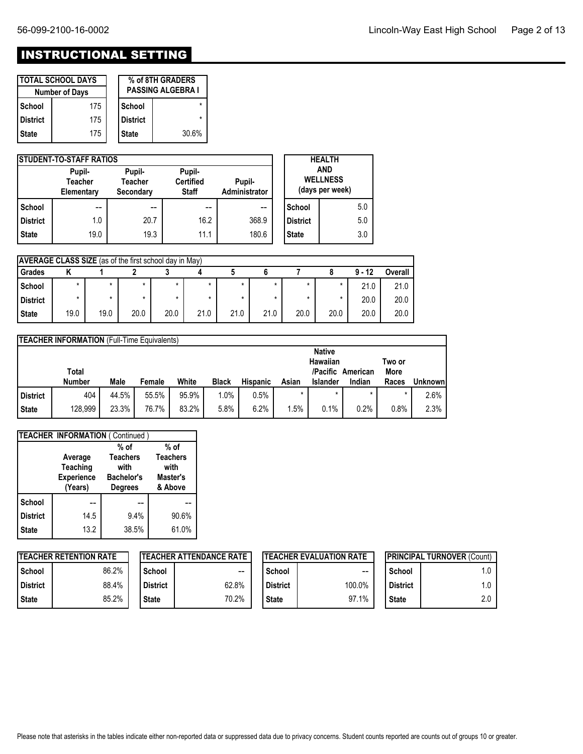# INSTRUCTIONAL SETTING

| TOTAL SCHOOL DAYS | |
|---|---|
| Number of Days | |
| School | 175 |
| District | 175 |
| State | 175 |

| % of 8TH GRADERS PASSING ALGEBRA I | |
|---|---|
| School | * |
| District | * |
| State | 30.6% |

| STUDENT-TO-STAFF RATIOS | | | | |
|---|---|---|---|---|
| | Pupil-Teacher Elementary | Pupil-Teacher Secondary | Pupil-Certified Staff | Pupil-Administrator |
| School | -- | -- | -- | -- |
| District | 1.0 | 20.7 | 16.2 | 368.9 |
| State | 19.0 | 19.3 | 11.1 | 180.6 |

| HEALTH AND WELLNESS (days per week) | |
|---|---|
| School | 5.0 |
| District | 5.0 |
| State | 3.0 |

| AVERAGE CLASS SIZE (as of the first school day in May) | | | | | | | | | | | |
|---|---|---|---|---|---|---|---|---|---|---|---|
| Grades | K | 1 | 2 | 3 | 4 | 5 | 6 | 7 | 8 | 9 - 12 | Overall |
| School | * | * | * | * | * | * | * | * | * | 21.0 | 21.0 |
| District | * | * | * | * | * | * | * | * | * | 20.0 | 20.0 |
| State | 19.0 | 19.0 | 20.0 | 20.0 | 21.0 | 21.0 | 21.0 | 20.0 | 20.0 | 20.0 | 20.0 |

| TEACHER INFORMATION (Full-Time Equivalents) | | | | | | | | | | | |
|---|---|---|---|---|---|---|---|---|---|---|---|
| | Total Number | Male | Female | White | Black | Hispanic | Asian | Native Hawaiian /Pacific Islander | American Indian | Two or More Races | Unknown |
| District | 404 | 44.5% | 55.5% | 95.9% | 1.0% | 0.5% | * | * | * | * | 2.6% |
| State | 128,999 | 23.3% | 76.7% | 83.2% | 5.8% | 6.2% | 1.5% | 0.1% | 0.2% | 0.8% | 2.3% |

| TEACHER INFORMATION ( Continued ) | | | |
|---|---|---|---|
| | Average Teaching Experience (Years) | % of Teachers with Bachelor's Degrees | % of Teachers with Master's & Above |
| School | -- | -- | -- |
| District | 14.5 | 9.4% | 90.6% |
| State | 13.2 | 38.5% | 61.0% |

| TEACHER RETENTION RATE | |
|---|---|
| School | 86.2% |
| District | 88.4% |
| State | 85.2% |

| TEACHER ATTENDANCE RATE | |
|---|---|
| School | -- |
| District | 62.8% |
| State | 70.2% |

| TEACHER EVALUATION RATE | |
|---|---|
| School | -- |
| District | 100.0% |
| State | 97.1% |

| PRINCIPAL TURNOVER (Count) | |
|---|---|
| School | 1.0 |
| District | 1.0 |
| State | 2.0 |

Please note that asterisks in the tables indicate either non-reported data or suppressed data due to privacy concerns. Student counts reported are counts out of groups 10 or greater.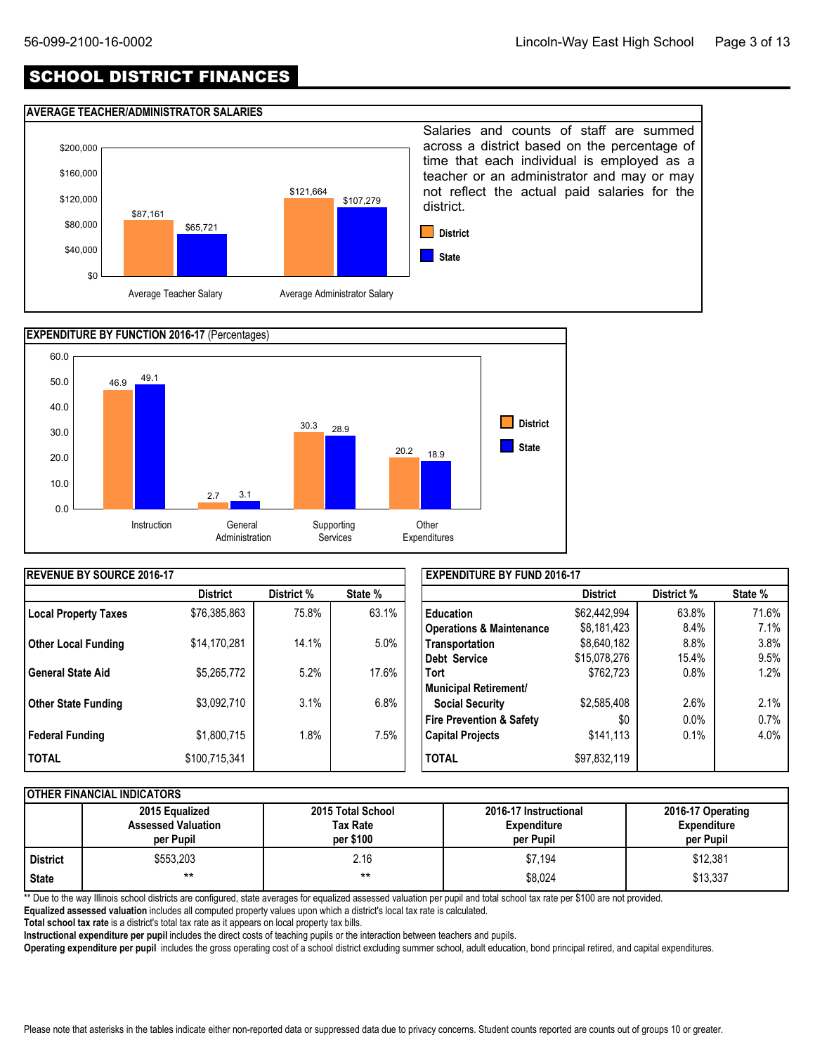# SCHOOL DISTRICT FINANCES

## AVERAGE TEACHER/ADMINISTRATOR SALARIES

| | District | State |
|---|---|---|
| Average Teacher Salary | $87,161 | $65,721 |
| Average Administrator Salary | $121,664 | $107,279 |

Salaries and counts of staff are summed across a district based on the percentage of time that each individual is employed as a teacher or an administrator and may or may not reflect the actual paid salaries for the district.

## EXPENDITURE BY FUNCTION 2016-17 (Percentages)

| | District | State |
|---|---|---|
| Instruction | 46.9 | 49.1 |
| General Administration | 2.7 | 3.1 |
| Supporting Services | 30.3 | 28.9 |
| Other Expenditures | 20.2 | 18.9 |

## REVENUE BY SOURCE 2016-17

| | District | District % | State % |
|---|---|---|---|
| **Local Property Taxes** | $76,385,863 | 75.8% | 63.1% |
| **Other Local Funding** | $14,170,281 | 14.1% | 5.0% |
| **General State Aid** | $5,265,772 | 5.2% | 17.6% |
| **Other State Funding** | $3,092,710 | 3.1% | 6.8% |
| **Federal Funding** | $1,800,715 | 1.8% | 7.5% |
| **TOTAL** | $100,715,341 | | |

## EXPENDITURE BY FUND 2016-17

| | District | District % | State % |
|---|---|---|---|
| **Education** | $62,442,994 | 63.8% | 71.6% |
| **Operations & Maintenance** | $8,181,423 | 8.4% | 7.1% |
| **Transportation** | $8,640,182 | 8.8% | 3.8% |
| **Debt Service** | $15,078,276 | 15.4% | 9.5% |
| **Tort** | $762,723 | 0.8% | 1.2% |
| **Municipal Retirement/ Social Security** | $2,585,408 | 2.6% | 2.1% |
| **Fire Prevention & Safety** | $0 | 0.0% | 0.7% |
| **Capital Projects** | $141,113 | 0.1% | 4.0% |
| **TOTAL** | $97,832,119 | | |

## OTHER FINANCIAL INDICATORS

| | 2015 Equalized Assessed Valuation per Pupil | 2015 Total School Tax Rate per $100 | 2016-17 Instructional Expenditure per Pupil | 2016-17 Operating Expenditure per Pupil |
|---|---|---|---|---|
| **District** | $553,203 | 2.16 | $7,194 | $12,381 |
| **State** | ** | ** | $8,024 | $13,337 |

** Due to the way Illinois school districts are configured, state averages for equalized assessed valuation per pupil and total school tax rate per $100 are not provided.

**Equalized assessed valuation** includes all computed property values upon which a district's local tax rate is calculated.

**Total school tax rate** is a district's total tax rate as it appears on local property tax bills.

**Instructional expenditure per pupil** includes the direct costs of teaching pupils or the interaction between teachers and pupils.

**Operating expenditure per pupil** includes the gross operating cost of a school district excluding summer school, adult education, bond principal retired, and capital expenditures.

Please note that asterisks in the tables indicate either non-reported data or suppressed data due to privacy concerns. Student counts reported are counts out of groups 10 or greater.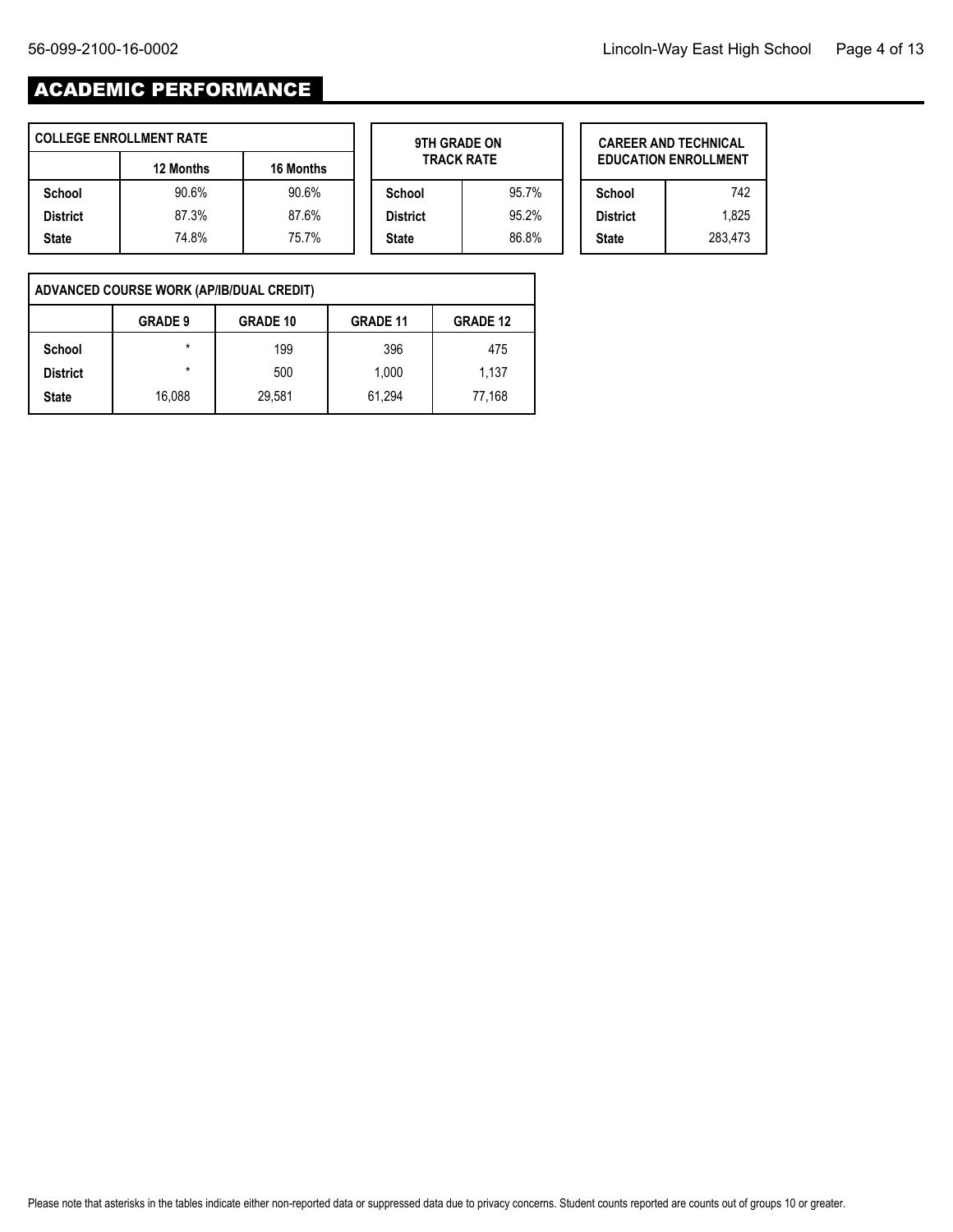# ACADEMIC PERFORMANCE

| COLLEGE ENROLLMENT RATE | | |
|---|---|---|
| | 12 Months | 16 Months |
| School | 90.6% | 90.6% |
| District | 87.3% | 87.6% |
| State | 74.8% | 75.7% |

| 9TH GRADE ON TRACK RATE | |
|---|---|
| School | 95.7% |
| District | 95.2% |
| State | 86.8% |

| CAREER AND TECHNICAL EDUCATION ENROLLMENT | |
|---|---|
| School | 742 |
| District | 1,825 |
| State | 283,473 |

| ADVANCED COURSE WORK (AP/IB/DUAL CREDIT) | | | | |
|---|---|---|---|---|
| | GRADE 9 | GRADE 10 | GRADE 11 | GRADE 12 |
| School | * | 199 | 396 | 475 |
| District | * | 500 | 1,000 | 1,137 |
| State | 16,088 | 29,581 | 61,294 | 77,168 |

Please note that asterisks in the tables indicate either non-reported data or suppressed data due to privacy concerns. Student counts reported are counts out of groups 10 or greater.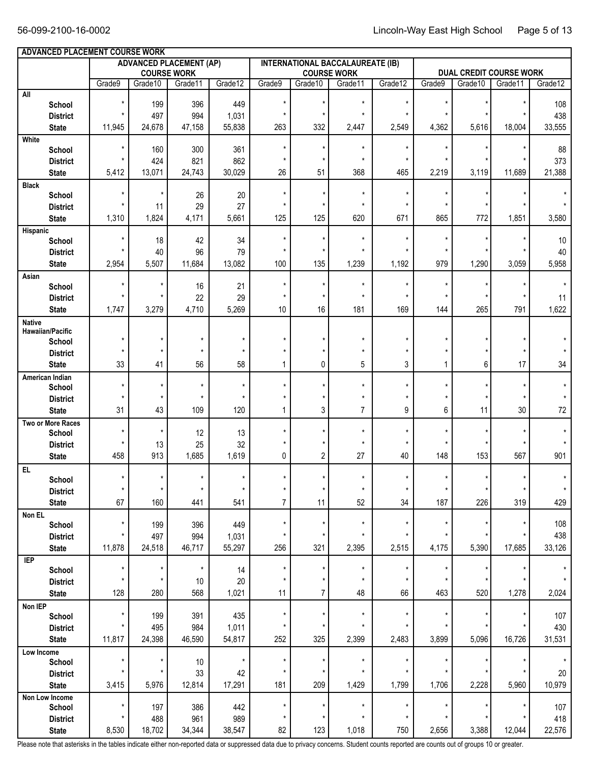## ADVANCED PLACEMENT COURSE WORK

| | ADVANCED PLACEMENT (AP) COURSE WORK | | | | INTERNATIONAL BACCALAUREATE (IB) COURSE WORK | | | | DUAL CREDIT COURSE WORK | | | |
|---|---|---|---|---|---|---|---|---|---|---|---|---|
| | Grade9 | Grade10 | Grade11 | Grade12 | Grade9 | Grade10 | Grade11 | Grade12 | Grade9 | Grade10 | Grade11 | Grade12 |
| **All** | | | | | | | | | | | | |
| School | * | 199 | 396 | 449 | * | * | * | * | * | * | * | 108 |
| District | * | 497 | 994 | 1,031 | * | * | * | * | * | * | * | 438 |
| State | 11,945 | 24,678 | 47,158 | 55,838 | 263 | 332 | 2,447 | 2,549 | 4,362 | 5,616 | 18,004 | 33,555 |
| **White** | | | | | | | | | | | | |
| School | * | 160 | 300 | 361 | * | * | * | * | * | * | * | 88 |
| District | * | 424 | 821 | 862 | * | * | * | * | * | * | * | 373 |
| State | 5,412 | 13,071 | 24,743 | 30,029 | 26 | 51 | 368 | 465 | 2,219 | 3,119 | 11,689 | 21,388 |
| **Black** | | | | | | | | | | | | |
| School | * | * | 26 | 20 | * | * | * | * | * | * | * | * |
| District | * | 11 | 29 | 27 | * | * | * | * | * | * | * | * |
| State | 1,310 | 1,824 | 4,171 | 5,661 | 125 | 125 | 620 | 671 | 865 | 772 | 1,851 | 3,580 |
| **Hispanic** | | | | | | | | | | | | |
| School | * | 18 | 42 | 34 | * | * | * | * | * | * | * | 10 |
| District | * | 40 | 96 | 79 | * | * | * | * | * | * | * | 40 |
| State | 2,954 | 5,507 | 11,684 | 13,082 | 100 | 135 | 1,239 | 1,192 | 979 | 1,290 | 3,059 | 5,958 |
| **Asian** | | | | | | | | | | | | |
| School | * | * | 16 | 21 | * | * | * | * | * | * | * | * |
| District | * | * | 22 | 29 | * | * | * | * | * | * | * | 11 |
| State | 1,747 | 3,279 | 4,710 | 5,269 | 10 | 16 | 181 | 169 | 144 | 265 | 791 | 1,622 |
| **Native Hawaiian/Pacific** | | | | | | | | | | | | |
| School | * | * | * | * | * | * | * | * | * | * | * | * |
| District | * | * | * | * | * | * | * | * | * | * | * | * |
| State | 33 | 41 | 56 | 58 | 1 | 0 | 5 | 3 | 1 | 6 | 17 | 34 |
| **American Indian** | | | | | | | | | | | | |
| School | * | * | * | * | * | * | * | * | * | * | * | * |
| District | * | * | * | * | * | * | * | * | * | * | * | * |
| State | 31 | 43 | 109 | 120 | 1 | 3 | 7 | 9 | 6 | 11 | 30 | 72 |
| **Two or More Races** | | | | | | | | | | | | |
| School | * | * | 12 | 13 | * | * | * | * | * | * | * | * |
| District | * | 13 | 25 | 32 | * | * | * | * | * | * | * | * |
| State | 458 | 913 | 1,685 | 1,619 | 0 | 2 | 27 | 40 | 148 | 153 | 567 | 901 |
| **EL** | | | | | | | | | | | | |
| School | * | * | * | * | * | * | * | * | * | * | * | * |
| District | * | * | * | * | * | * | * | * | * | * | * | * |
| State | 67 | 160 | 441 | 541 | 7 | 11 | 52 | 34 | 187 | 226 | 319 | 429 |
| **Non EL** | | | | | | | | | | | | |
| School | * | 199 | 396 | 449 | * | * | * | * | * | * | * | 108 |
| District | * | 497 | 994 | 1,031 | * | * | * | * | * | * | * | 438 |
| State | 11,878 | 24,518 | 46,717 | 55,297 | 256 | 321 | 2,395 | 2,515 | 4,175 | 5,390 | 17,685 | 33,126 |
| **IEP** | | | | | | | | | | | | |
| School | * | * | * | 14 | * | * | * | * | * | * | * | * |
| District | * | * | 10 | 20 | * | * | * | * | * | * | * | * |
| State | 128 | 280 | 568 | 1,021 | 11 | 7 | 48 | 66 | 463 | 520 | 1,278 | 2,024 |
| **Non IEP** | | | | | | | | | | | | |
| School | * | 199 | 391 | 435 | * | * | * | * | * | * | * | 107 |
| District | * | 495 | 984 | 1,011 | * | * | * | * | * | * | * | 430 |
| State | 11,817 | 24,398 | 46,590 | 54,817 | 252 | 325 | 2,399 | 2,483 | 3,899 | 5,096 | 16,726 | 31,531 |
| **Low Income** | | | | | | | | | | | | |
| School | * | * | 10 | * | * | * | * | * | * | * | * | * |
| District | * | * | 33 | 42 | * | * | * | * | * | * | * | 20 |
| State | 3,415 | 5,976 | 12,814 | 17,291 | 181 | 209 | 1,429 | 1,799 | 1,706 | 2,228 | 5,960 | 10,979 |
| **Non Low Income** | | | | | | | | | | | | |
| School | * | 197 | 386 | 442 | * | * | * | * | * | * | * | 107 |
| District | * | 488 | 961 | 989 | * | * | * | * | * | * | * | 418 |
| State | 8,530 | 18,702 | 34,344 | 38,547 | 82 | 123 | 1,018 | 750 | 2,656 | 3,388 | 12,044 | 22,576 |

Please note that asterisks in the tables indicate either non-reported data or suppressed data due to privacy concerns. Student counts reported are counts out of groups 10 or greater.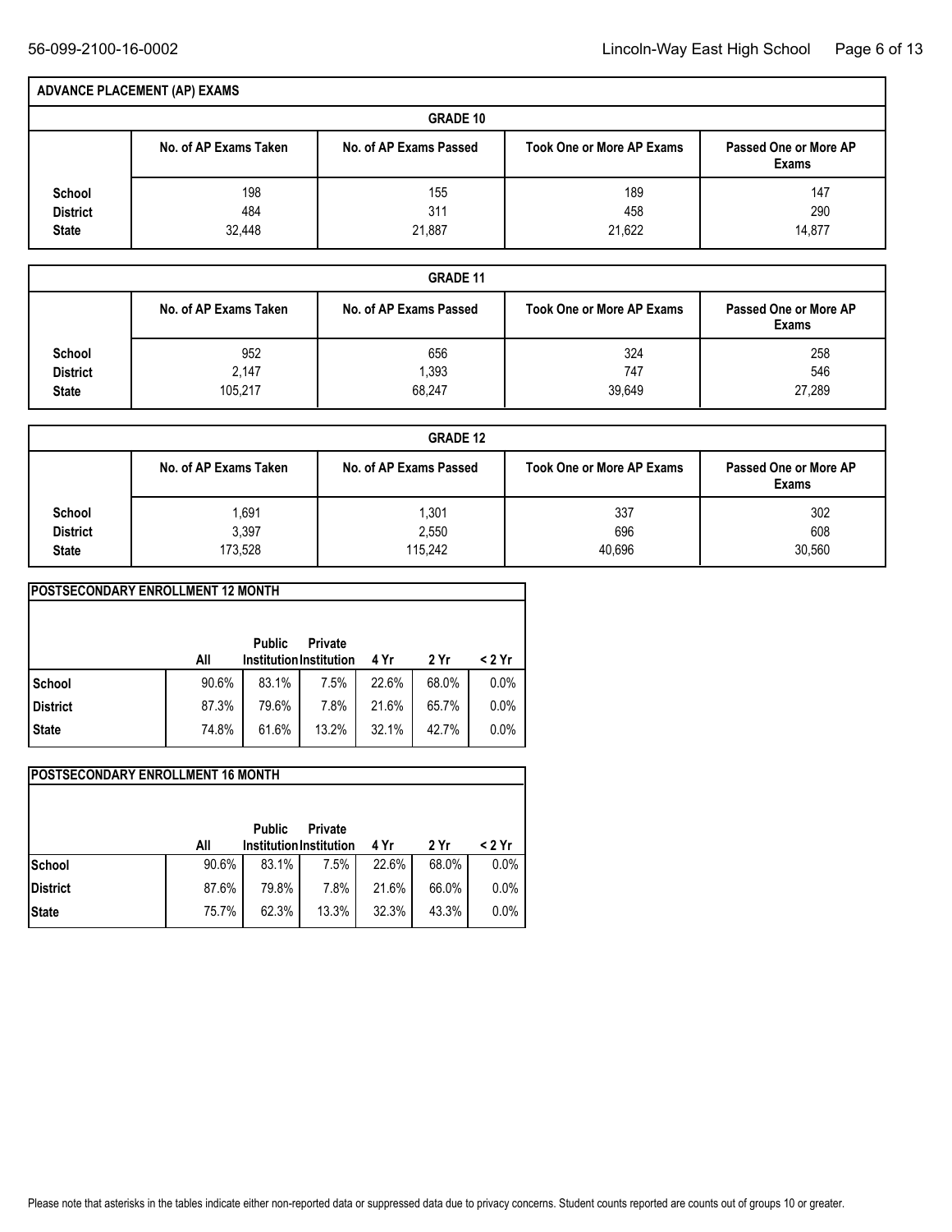## ADVANCE PLACEMENT (AP) EXAMS

### GRADE 10

| | No. of AP Exams Taken | No. of AP Exams Passed | Took One or More AP Exams | Passed One or More AP Exams |
|---|---|---|---|---|
| School | 198 | 155 | 189 | 147 |
| District | 484 | 311 | 458 | 290 |
| State | 32,448 | 21,887 | 21,622 | 14,877 |

### GRADE 11

| | No. of AP Exams Taken | No. of AP Exams Passed | Took One or More AP Exams | Passed One or More AP Exams |
|---|---|---|---|---|
| School | 952 | 656 | 324 | 258 |
| District | 2,147 | 1,393 | 747 | 546 |
| State | 105,217 | 68,247 | 39,649 | 27,289 |

### GRADE 12

| | No. of AP Exams Taken | No. of AP Exams Passed | Took One or More AP Exams | Passed One or More AP Exams |
|---|---|---|---|---|
| School | 1,691 | 1,301 | 337 | 302 |
| District | 3,397 | 2,550 | 696 | 608 |
| State | 173,528 | 115,242 | 40,696 | 30,560 |

## POSTSECONDARY ENROLLMENT 12 MONTH

| | All | Public Institution | Private Institution | 4 Yr | 2 Yr | < 2 Yr |
|---|---|---|---|---|---|---|
| School | 90.6% | 83.1% | 7.5% | 22.6% | 68.0% | 0.0% |
| District | 87.3% | 79.6% | 7.8% | 21.6% | 65.7% | 0.0% |
| State | 74.8% | 61.6% | 13.2% | 32.1% | 42.7% | 0.0% |

## POSTSECONDARY ENROLLMENT 16 MONTH

| | All | Public Institution | Private Institution | 4 Yr | 2 Yr | < 2 Yr |
|---|---|---|---|---|---|---|
| School | 90.6% | 83.1% | 7.5% | 22.6% | 68.0% | 0.0% |
| District | 87.6% | 79.8% | 7.8% | 21.6% | 66.0% | 0.0% |
| State | 75.7% | 62.3% | 13.3% | 32.3% | 43.3% | 0.0% |

Please note that asterisks in the tables indicate either non-reported data or suppressed data due to privacy concerns. Student counts reported are counts out of groups 10 or greater.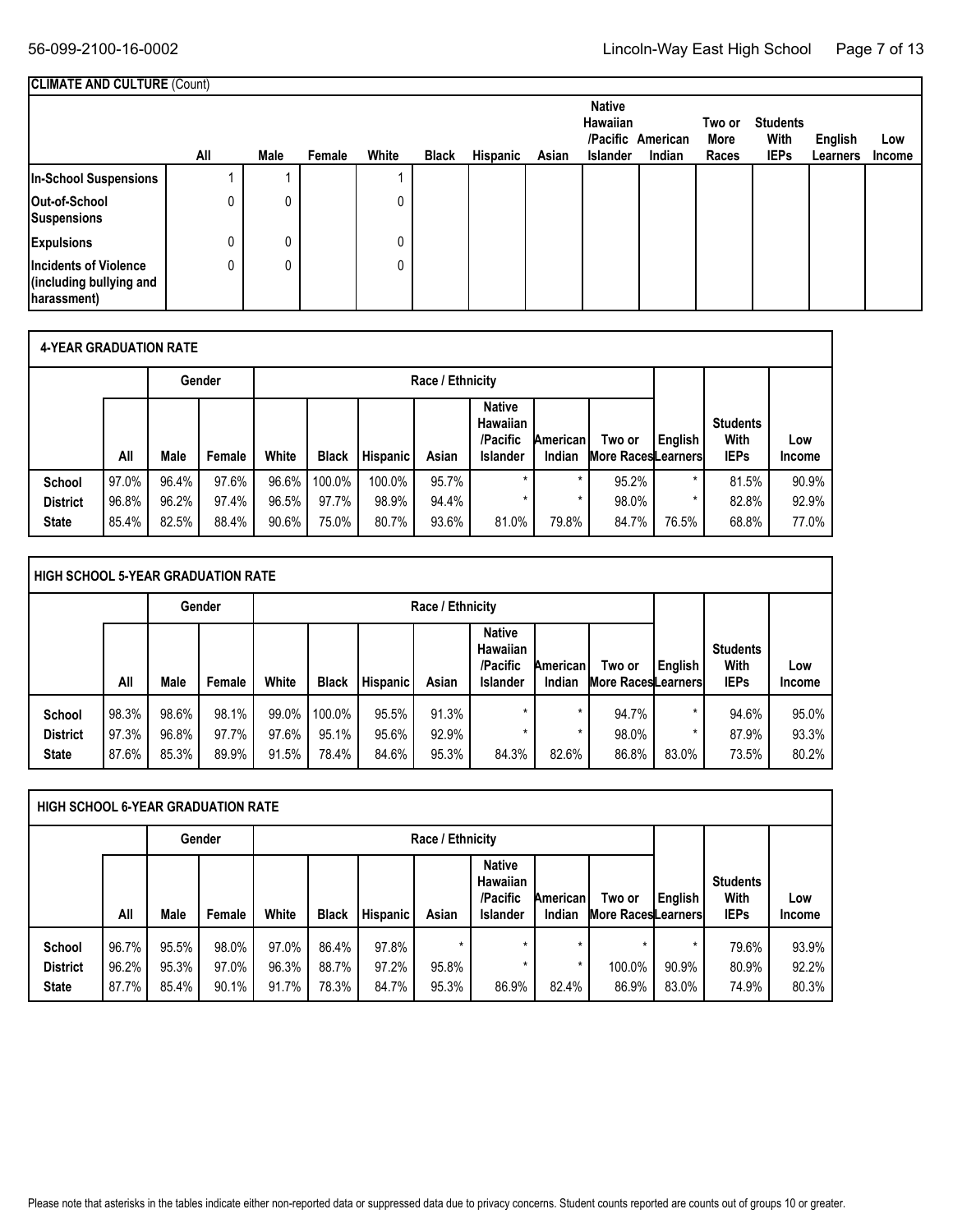**CLIMATE AND CULTURE** (Count)

| | All | Male | Female | White | Black | Hispanic | Asian | Native Hawaiian /Pacific Islander | American Indian | Two or More Races | Students With IEPs | English Learners | Low Income |
|---|---|---|---|---|---|---|---|---|---|---|---|---|---|
| **In-School Suspensions** | 1 | 1 | | 1 | | | | | | | | | |
| **Out-of-School Suspensions** | 0 | 0 | | 0 | | | | | | | | | |
| **Expulsions** | 0 | 0 | | 0 | | | | | | | | | |
| **Incidents of Violence (including bullying and harassment)** | 0 | 0 | | 0 | | | | | | | | | |

**4-YEAR GRADUATION RATE**

| | | Gender | | Race / Ethnicity | | | | | | | | | |
|---|---|---|---|---|---|---|---|---|---|---|---|---|---|
| | All | Male | Female | White | Black | Hispanic | Asian | Native Hawaiian /Pacific Islander | American Indian | Two or More Races | English Learners | Students With IEPs | Low Income |
| **School** | 97.0% | 96.4% | 97.6% | 96.6% | 100.0% | 100.0% | 95.7% | * | * | 95.2% | * | 81.5% | 90.9% |
| **District** | 96.8% | 96.2% | 97.4% | 96.5% | 97.7% | 98.9% | 94.4% | * | * | 98.0% | * | 82.8% | 92.9% |
| **State** | 85.4% | 82.5% | 88.4% | 90.6% | 75.0% | 80.7% | 93.6% | 81.0% | 79.8% | 84.7% | 76.5% | 68.8% | 77.0% |

**HIGH SCHOOL 5-YEAR GRADUATION RATE**

| | | Gender | | Race / Ethnicity | | | | | | | | | |
|---|---|---|---|---|---|---|---|---|---|---|---|---|---|
| | All | Male | Female | White | Black | Hispanic | Asian | Native Hawaiian /Pacific Islander | American Indian | Two or More Races | English Learners | Students With IEPs | Low Income |
| **School** | 98.3% | 98.6% | 98.1% | 99.0% | 100.0% | 95.5% | 91.3% | * | * | 94.7% | * | 94.6% | 95.0% |
| **District** | 97.3% | 96.8% | 97.7% | 97.6% | 95.1% | 95.6% | 92.9% | * | * | 98.0% | * | 87.9% | 93.3% |
| **State** | 87.6% | 85.3% | 89.9% | 91.5% | 78.4% | 84.6% | 95.3% | 84.3% | 82.6% | 86.8% | 83.0% | 73.5% | 80.2% |

**HIGH SCHOOL 6-YEAR GRADUATION RATE**

| | | Gender | | Race / Ethnicity | | | | | | | | | |
|---|---|---|---|---|---|---|---|---|---|---|---|---|---|
| | All | Male | Female | White | Black | Hispanic | Asian | Native Hawaiian /Pacific Islander | American Indian | Two or More Races | English Learners | Students With IEPs | Low Income |
| **School** | 96.7% | 95.5% | 98.0% | 97.0% | 86.4% | 97.8% | * | * | * | * | * | 79.6% | 93.9% |
| **District** | 96.2% | 95.3% | 97.0% | 96.3% | 88.7% | 97.2% | 95.8% | * | * | 100.0% | 90.9% | 80.9% | 92.2% |
| **State** | 87.7% | 85.4% | 90.1% | 91.7% | 78.3% | 84.7% | 95.3% | 86.9% | 82.4% | 86.9% | 83.0% | 74.9% | 80.3% |

Please note that asterisks in the tables indicate either non-reported data or suppressed data due to privacy concerns. Student counts reported are counts out of groups 10 or greater.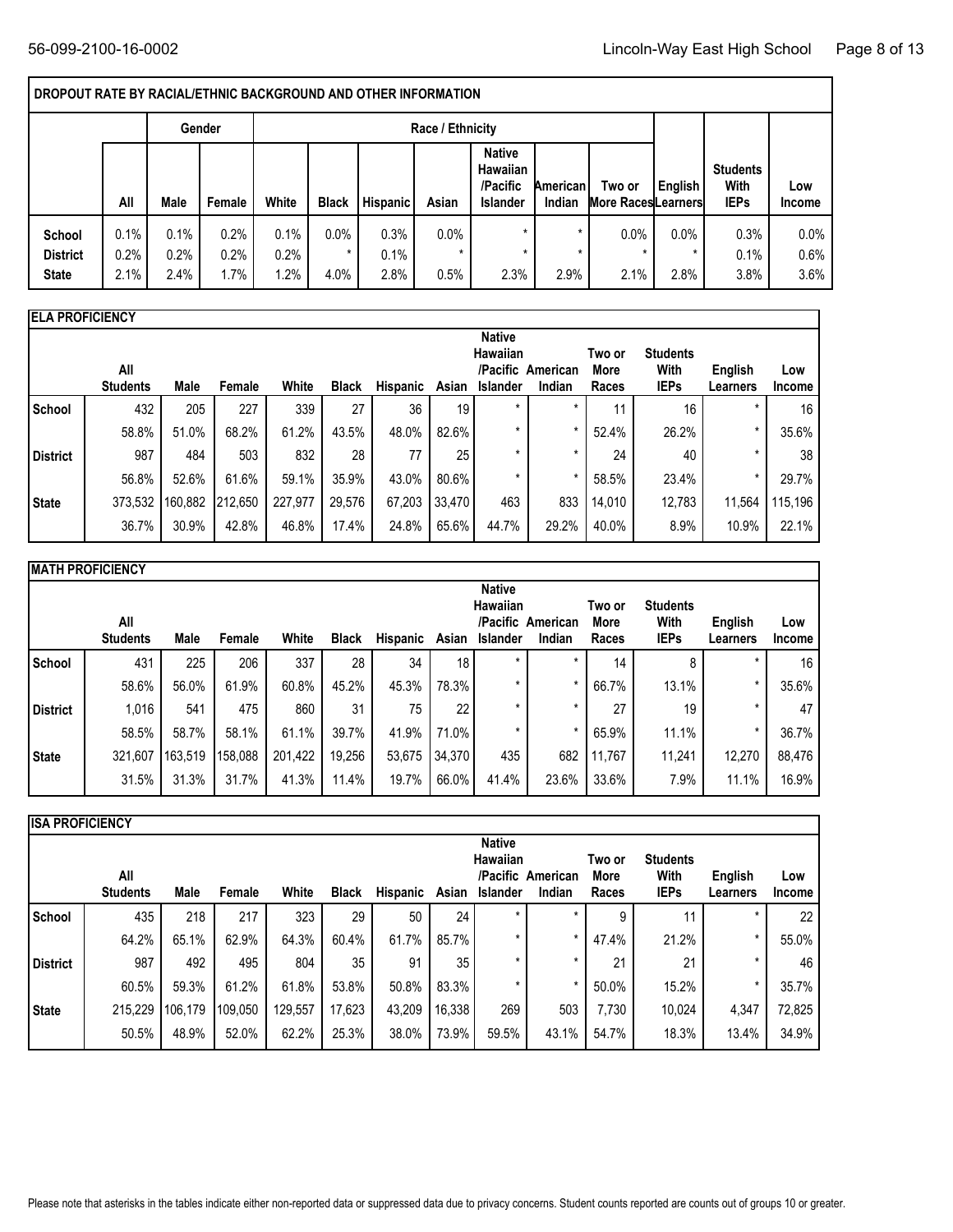## DROPOUT RATE BY RACIAL/ETHNIC BACKGROUND AND OTHER INFORMATION

| | All | Gender | | Race / Ethnicity | | | | | | | | | |
|---|---|---|---|---|---|---|---|---|---|---|---|---|---|
| | | Male | Female | White | Black | Hispanic | Asian | Native Hawaiian /Pacific Islander | American Indian | Two or More Races | English Learners | Students With IEPs | Low Income |
| **School** | 0.1% | 0.1% | 0.2% | 0.1% | 0.0% | 0.3% | 0.0% | * | * | 0.0% | 0.0% | 0.3% | 0.0% |
| **District** | 0.2% | 0.2% | 0.2% | 0.2% | * | 0.1% | * | * | * | * | * | 0.1% | 0.6% |
| **State** | 2.1% | 2.4% | 1.7% | 1.2% | 4.0% | 2.8% | 0.5% | 2.3% | 2.9% | 2.1% | 2.8% | 3.8% | 3.6% |

## ELA PROFICIENCY

| | All Students | Male | Female | White | Black | Hispanic | Asian | Native Hawaiian /Pacific Islander | American Indian | Two or More Races | Students With IEPs | English Learners | Low Income |
|---|---|---|---|---|---|---|---|---|---|---|---|---|---|
| **School** | 432 | 205 | 227 | 339 | 27 | 36 | 19 | * | * | 11 | 16 | * | 16 |
| | 58.8% | 51.0% | 68.2% | 61.2% | 43.5% | 48.0% | 82.6% | * | * | 52.4% | 26.2% | * | 35.6% |
| **District** | 987 | 484 | 503 | 832 | 28 | 77 | 25 | * | * | 24 | 40 | * | 38 |
| | 56.8% | 52.6% | 61.6% | 59.1% | 35.9% | 43.0% | 80.6% | * | * | 58.5% | 23.4% | * | 29.7% |
| **State** | 373,532 | 160,882 | 212,650 | 227,977 | 29,576 | 67,203 | 33,470 | 463 | 833 | 14,010 | 12,783 | 11,564 | 115,196 |
| | 36.7% | 30.9% | 42.8% | 46.8% | 17.4% | 24.8% | 65.6% | 44.7% | 29.2% | 40.0% | 8.9% | 10.9% | 22.1% |

## MATH PROFICIENCY

| | All Students | Male | Female | White | Black | Hispanic | Asian | Native Hawaiian /Pacific Islander | American Indian | Two or More Races | Students With IEPs | English Learners | Low Income |
|---|---|---|---|---|---|---|---|---|---|---|---|---|---|
| **School** | 431 | 225 | 206 | 337 | 28 | 34 | 18 | * | * | 14 | 8 | * | 16 |
| | 58.6% | 56.0% | 61.9% | 60.8% | 45.2% | 45.3% | 78.3% | * | * | 66.7% | 13.1% | * | 35.6% |
| **District** | 1,016 | 541 | 475 | 860 | 31 | 75 | 22 | * | * | 27 | 19 | * | 47 |
| | 58.5% | 58.7% | 58.1% | 61.1% | 39.7% | 41.9% | 71.0% | * | * | 65.9% | 11.1% | * | 36.7% |
| **State** | 321,607 | 163,519 | 158,088 | 201,422 | 19,256 | 53,675 | 34,370 | 435 | 682 | 11,767 | 11,241 | 12,270 | 88,476 |
| | 31.5% | 31.3% | 31.7% | 41.3% | 11.4% | 19.7% | 66.0% | 41.4% | 23.6% | 33.6% | 7.9% | 11.1% | 16.9% |

## ISA PROFICIENCY

| | All Students | Male | Female | White | Black | Hispanic | Asian | Native Hawaiian /Pacific Islander | American Indian | Two or More Races | Students With IEPs | English Learners | Low Income |
|---|---|---|---|---|---|---|---|---|---|---|---|---|---|
| **School** | 435 | 218 | 217 | 323 | 29 | 50 | 24 | * | * | 9 | 11 | * | 22 |
| | 64.2% | 65.1% | 62.9% | 64.3% | 60.4% | 61.7% | 85.7% | * | * | 47.4% | 21.2% | * | 55.0% |
| **District** | 987 | 492 | 495 | 804 | 35 | 91 | 35 | * | * | 21 | 21 | * | 46 |
| | 60.5% | 59.3% | 61.2% | 61.8% | 53.8% | 50.8% | 83.3% | * | * | 50.0% | 15.2% | * | 35.7% |
| **State** | 215,229 | 106,179 | 109,050 | 129,557 | 17,623 | 43,209 | 16,338 | 269 | 503 | 7,730 | 10,024 | 4,347 | 72,825 |
| | 50.5% | 48.9% | 52.0% | 62.2% | 25.3% | 38.0% | 73.9% | 59.5% | 43.1% | 54.7% | 18.3% | 13.4% | 34.9% |

Please note that asterisks in the tables indicate either non-reported data or suppressed data due to privacy concerns. Student counts reported are counts out of groups 10 or greater.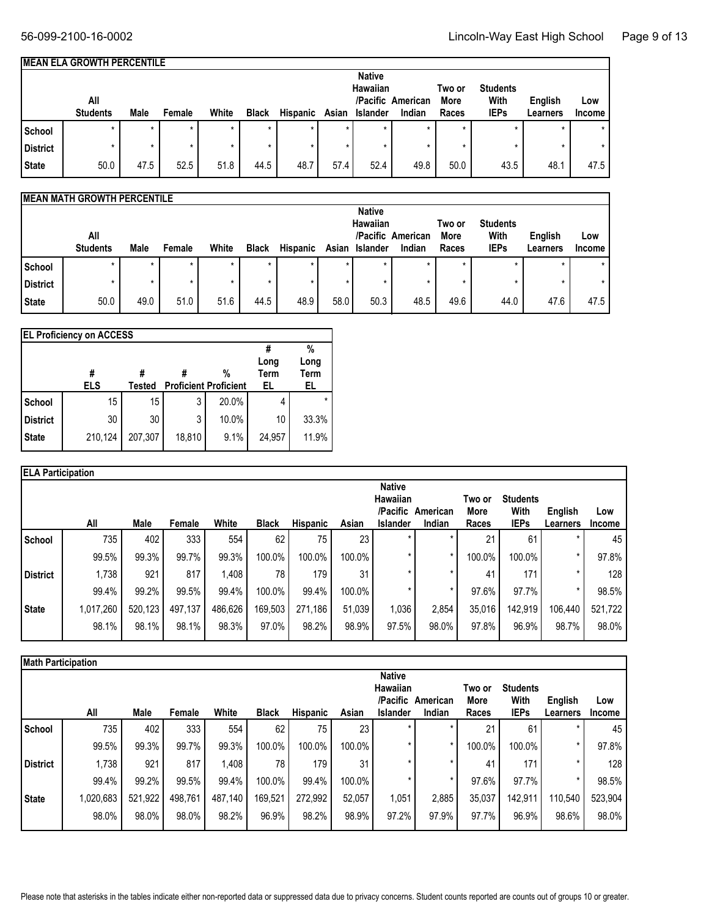## MEAN ELA GROWTH PERCENTILE

| | All Students | Male | Female | White | Black | Hispanic | Asian | Native Hawaiian /Pacific Islander | American Indian | Two or More Races | Students With IEPs | English Learners | Low Income |
|---|---|---|---|---|---|---|---|---|---|---|---|---|---|
| School | * | * | * | * | * | * | * | * | * | * | * | * | * |
| District | * | * | * | * | * | * | * | * | * | * | * | * | * |
| State | 50.0 | 47.5 | 52.5 | 51.8 | 44.5 | 48.7 | 57.4 | 52.4 | 49.8 | 50.0 | 43.5 | 48.1 | 47.5 |

## MEAN MATH GROWTH PERCENTILE

| | All Students | Male | Female | White | Black | Hispanic | Asian | Native Hawaiian /Pacific Islander | American Indian | Two or More Races | Students With IEPs | English Learners | Low Income |
|---|---|---|---|---|---|---|---|---|---|---|---|---|---|
| School | * | * | * | * | * | * | * | * | * | * | * | * | * |
| District | * | * | * | * | * | * | * | * | * | * | * | * | * |
| State | 50.0 | 49.0 | 51.0 | 51.6 | 44.5 | 48.9 | 58.0 | 50.3 | 48.5 | 49.6 | 44.0 | 47.6 | 47.5 |

## EL Proficiency on ACCESS

| | # ELS | # Tested | # Proficient | % Proficient | # Long Term EL | % Long Term EL |
|---|---|---|---|---|---|---|
| School | 15 | 15 | 3 | 20.0% | 4 | * |
| District | 30 | 30 | 3 | 10.0% | 10 | 33.3% |
| State | 210,124 | 207,307 | 18,810 | 9.1% | 24,957 | 11.9% |

## ELA Participation

| | All | Male | Female | White | Black | Hispanic | Asian | Native Hawaiian /Pacific Islander | American Indian | Two or More Races | Students With IEPs | English Learners | Low Income |
|---|---|---|---|---|---|---|---|---|---|---|---|---|---|
| School | 735 | 402 | 333 | 554 | 62 | 75 | 23 | * | * | 21 | 61 | * | 45 |
| | 99.5% | 99.3% | 99.7% | 99.3% | 100.0% | 100.0% | 100.0% | * | * | 100.0% | 100.0% | * | 97.8% |
| District | 1,738 | 921 | 817 | 1,408 | 78 | 179 | 31 | * | * | 41 | 171 | * | 128 |
| | 99.4% | 99.2% | 99.5% | 99.4% | 100.0% | 99.4% | 100.0% | * | * | 97.6% | 97.7% | * | 98.5% |
| State | 1,017,260 | 520,123 | 497,137 | 486,626 | 169,503 | 271,186 | 51,039 | 1,036 | 2,854 | 35,016 | 142,919 | 106,440 | 521,722 |
| | 98.1% | 98.1% | 98.1% | 98.3% | 97.0% | 98.2% | 98.9% | 97.5% | 98.0% | 97.8% | 96.9% | 98.7% | 98.0% |

## Math Participation

| | All | Male | Female | White | Black | Hispanic | Asian | Native Hawaiian /Pacific Islander | American Indian | Two or More Races | Students With IEPs | English Learners | Low Income |
|---|---|---|---|---|---|---|---|---|---|---|---|---|---|
| School | 735 | 402 | 333 | 554 | 62 | 75 | 23 | * | * | 21 | 61 | * | 45 |
| | 99.5% | 99.3% | 99.7% | 99.3% | 100.0% | 100.0% | 100.0% | * | * | 100.0% | 100.0% | * | 97.8% |
| District | 1,738 | 921 | 817 | 1,408 | 78 | 179 | 31 | * | * | 41 | 171 | * | 128 |
| | 99.4% | 99.2% | 99.5% | 99.4% | 100.0% | 99.4% | 100.0% | * | * | 97.6% | 97.7% | * | 98.5% |
| State | 1,020,683 | 521,922 | 498,761 | 487,140 | 169,521 | 272,992 | 52,057 | 1,051 | 2,885 | 35,037 | 142,911 | 110,540 | 523,904 |
| | 98.0% | 98.0% | 98.0% | 98.2% | 96.9% | 98.2% | 98.9% | 97.2% | 97.9% | 97.7% | 96.9% | 98.6% | 98.0% |

Please note that asterisks in the tables indicate either non-reported data or suppressed data due to privacy concerns. Student counts reported are counts out of groups 10 or greater.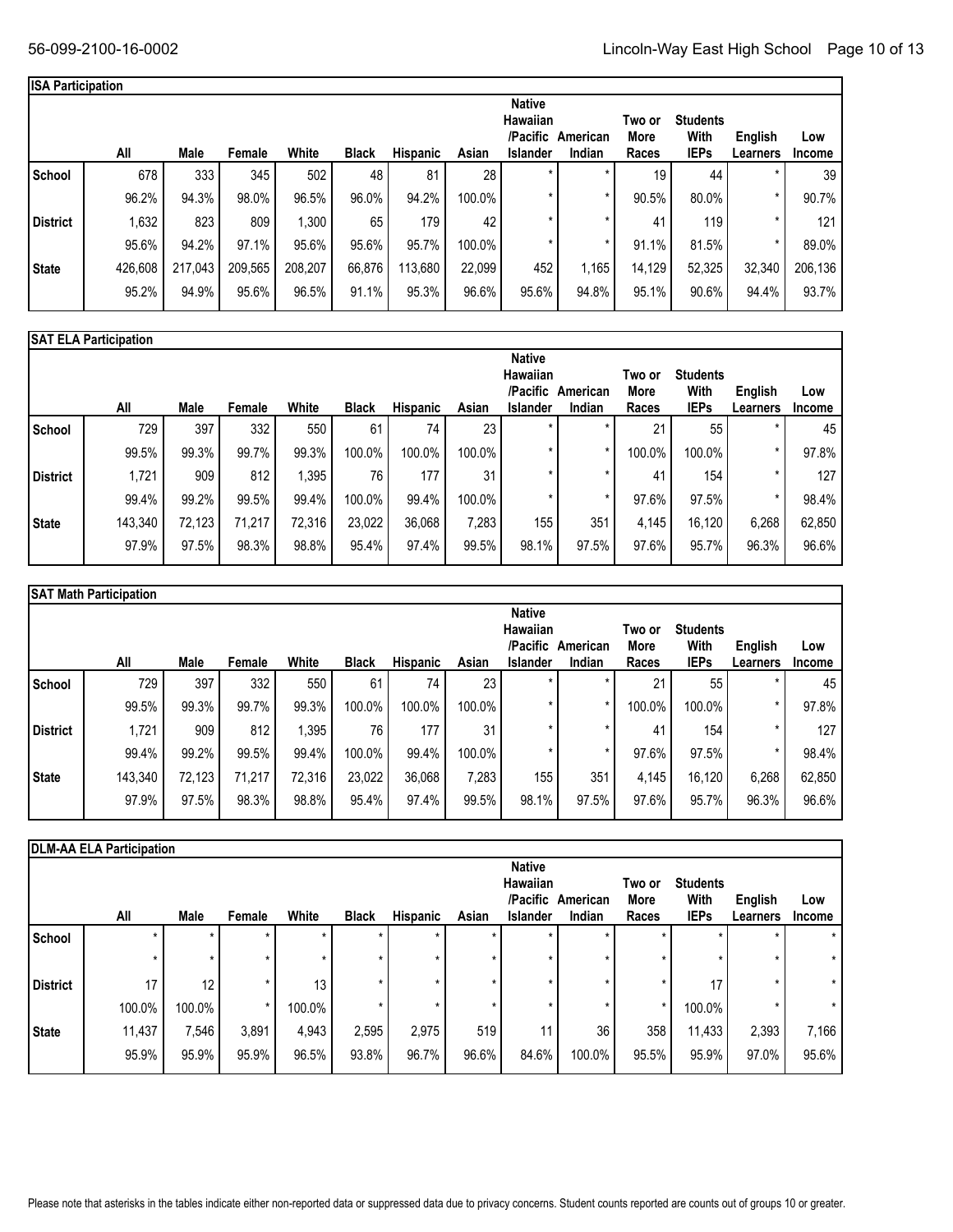## ISA Participation

| | All | Male | Female | White | Black | Hispanic | Asian | Native Hawaiian /Pacific Islander | American Indian | Two or More Races | Students With IEPs | English Learners | Low Income |
|---|---|---|---|---|---|---|---|---|---|---|---|---|---|
| School | 678 | 333 | 345 | 502 | 48 | 81 | 28 | * | * | 19 | 44 | * | 39 |
| | 96.2% | 94.3% | 98.0% | 96.5% | 96.0% | 94.2% | 100.0% | * | * | 90.5% | 80.0% | * | 90.7% |
| District | 1,632 | 823 | 809 | 1,300 | 65 | 179 | 42 | * | * | 41 | 119 | * | 121 |
| | 95.6% | 94.2% | 97.1% | 95.6% | 95.6% | 95.7% | 100.0% | * | * | 91.1% | 81.5% | * | 89.0% |
| State | 426,608 | 217,043 | 209,565 | 208,207 | 66,876 | 113,680 | 22,099 | 452 | 1,165 | 14,129 | 52,325 | 32,340 | 206,136 |
| | 95.2% | 94.9% | 95.6% | 96.5% | 91.1% | 95.3% | 96.6% | 95.6% | 94.8% | 95.1% | 90.6% | 94.4% | 93.7% |

## SAT ELA Participation

| | All | Male | Female | White | Black | Hispanic | Asian | Native Hawaiian /Pacific Islander | American Indian | Two or More Races | Students With IEPs | English Learners | Low Income |
|---|---|---|---|---|---|---|---|---|---|---|---|---|---|
| School | 729 | 397 | 332 | 550 | 61 | 74 | 23 | * | * | 21 | 55 | * | 45 |
| | 99.5% | 99.3% | 99.7% | 99.3% | 100.0% | 100.0% | 100.0% | * | * | 100.0% | 100.0% | * | 97.8% |
| District | 1,721 | 909 | 812 | 1,395 | 76 | 177 | 31 | * | * | 41 | 154 | * | 127 |
| | 99.4% | 99.2% | 99.5% | 99.4% | 100.0% | 99.4% | 100.0% | * | * | 97.6% | 97.5% | * | 98.4% |
| State | 143,340 | 72,123 | 71,217 | 72,316 | 23,022 | 36,068 | 7,283 | 155 | 351 | 4,145 | 16,120 | 6,268 | 62,850 |
| | 97.9% | 97.5% | 98.3% | 98.8% | 95.4% | 97.4% | 99.5% | 98.1% | 97.5% | 97.6% | 95.7% | 96.3% | 96.6% |

## SAT Math Participation

| | All | Male | Female | White | Black | Hispanic | Asian | Native Hawaiian /Pacific Islander | American Indian | Two or More Races | Students With IEPs | English Learners | Low Income |
|---|---|---|---|---|---|---|---|---|---|---|---|---|---|
| School | 729 | 397 | 332 | 550 | 61 | 74 | 23 | * | * | 21 | 55 | * | 45 |
| | 99.5% | 99.3% | 99.7% | 99.3% | 100.0% | 100.0% | 100.0% | * | * | 100.0% | 100.0% | * | 97.8% |
| District | 1,721 | 909 | 812 | 1,395 | 76 | 177 | 31 | * | * | 41 | 154 | * | 127 |
| | 99.4% | 99.2% | 99.5% | 99.4% | 100.0% | 99.4% | 100.0% | * | * | 97.6% | 97.5% | * | 98.4% |
| State | 143,340 | 72,123 | 71,217 | 72,316 | 23,022 | 36,068 | 7,283 | 155 | 351 | 4,145 | 16,120 | 6,268 | 62,850 |
| | 97.9% | 97.5% | 98.3% | 98.8% | 95.4% | 97.4% | 99.5% | 98.1% | 97.5% | 97.6% | 95.7% | 96.3% | 96.6% |

## DLM-AA ELA Participation

| | All | Male | Female | White | Black | Hispanic | Asian | Native Hawaiian /Pacific Islander | American Indian | Two or More Races | Students With IEPs | English Learners | Low Income |
|---|---|---|---|---|---|---|---|---|---|---|---|---|---|
| School | * | * | * | * | * | * | * | * | * | * | * | * | * |
| | * | * | * | * | * | * | * | * | * | * | * | * | * |
| District | 17 | 12 | * | 13 | * | * | * | * | * | * | 17 | * | * |
| | 100.0% | 100.0% | * | 100.0% | * | * | * | * | * | * | 100.0% | * | * |
| State | 11,437 | 7,546 | 3,891 | 4,943 | 2,595 | 2,975 | 519 | 11 | 36 | 358 | 11,433 | 2,393 | 7,166 |
| | 95.9% | 95.9% | 95.9% | 96.5% | 93.8% | 96.7% | 96.6% | 84.6% | 100.0% | 95.5% | 95.9% | 97.0% | 95.6% |

Please note that asterisks in the tables indicate either non-reported data or suppressed data due to privacy concerns. Student counts reported are counts out of groups 10 or greater.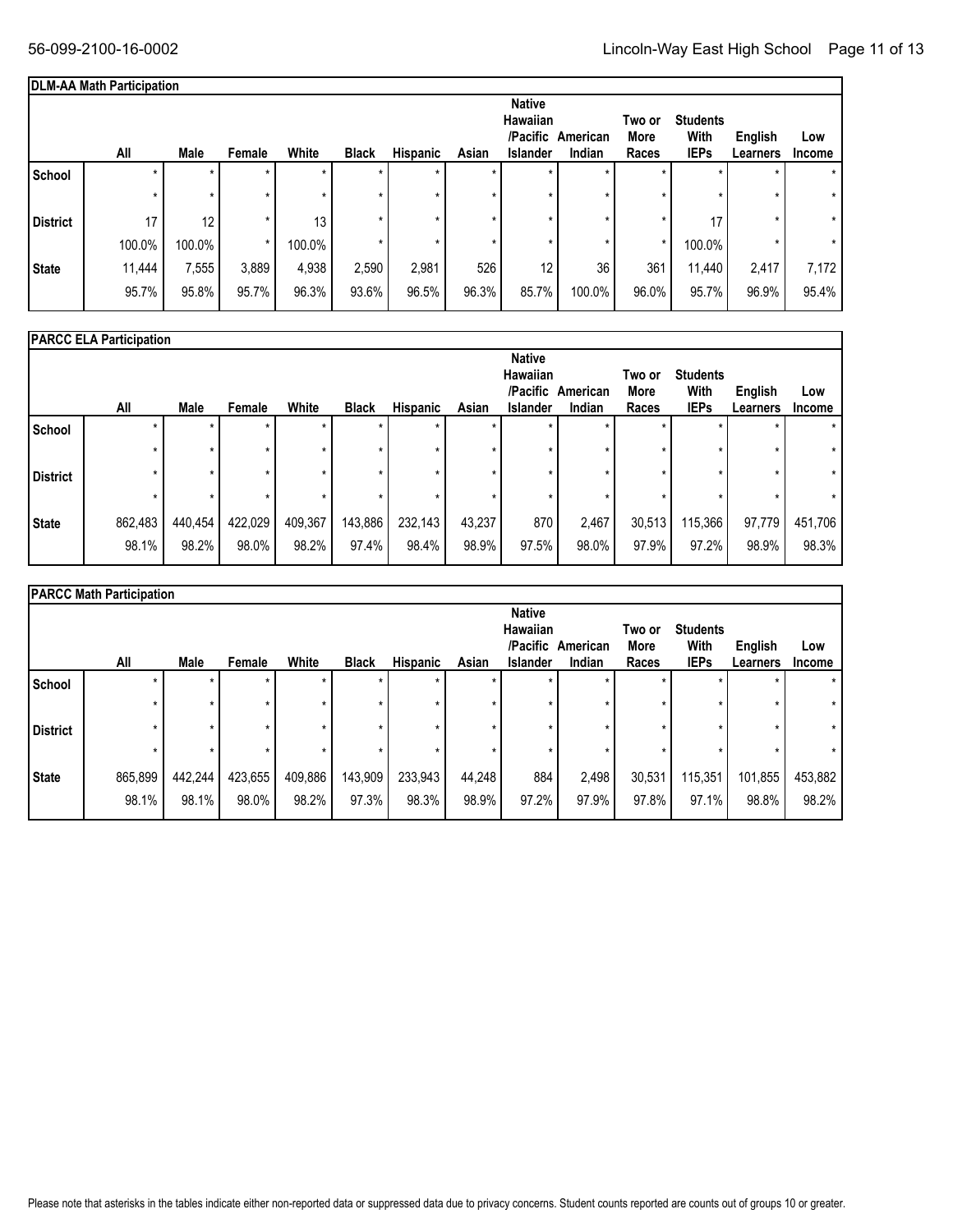## DLM-AA Math Participation

| | All | Male | Female | White | Black | Hispanic | Asian | Native Hawaiian /Pacific Islander | American Indian | Two or More Races | Students With IEPs | English Learners | Low Income |
|---|---|---|---|---|---|---|---|---|---|---|---|---|---|
| School | * | * | * | * | * | * | * | * | * | * | * | * | * |
| | * | * | * | * | * | * | * | * | * | * | * | * | * |
| District | 17 | 12 | * | 13 | * | * | * | * | * | * | 17 | * | * |
| | 100.0% | 100.0% | * | 100.0% | * | * | * | * | * | * | 100.0% | * | * |
| State | 11,444 | 7,555 | 3,889 | 4,938 | 2,590 | 2,981 | 526 | 12 | 36 | 361 | 11,440 | 2,417 | 7,172 |
| | 95.7% | 95.8% | 95.7% | 96.3% | 93.6% | 96.5% | 96.3% | 85.7% | 100.0% | 96.0% | 95.7% | 96.9% | 95.4% |

## PARCC ELA Participation

| | All | Male | Female | White | Black | Hispanic | Asian | Native Hawaiian /Pacific Islander | American Indian | Two or More Races | Students With IEPs | English Learners | Low Income |
|---|---|---|---|---|---|---|---|---|---|---|---|---|---|
| School | * | * | * | * | * | * | * | * | * | * | * | * | * |
| | * | * | * | * | * | * | * | * | * | * | * | * | * |
| District | * | * | * | * | * | * | * | * | * | * | * | * | * |
| | * | * | * | * | * | * | * | * | * | * | * | * | * |
| State | 862,483 | 440,454 | 422,029 | 409,367 | 143,886 | 232,143 | 43,237 | 870 | 2,467 | 30,513 | 115,366 | 97,779 | 451,706 |
| | 98.1% | 98.2% | 98.0% | 98.2% | 97.4% | 98.4% | 98.9% | 97.5% | 98.0% | 97.9% | 97.2% | 98.9% | 98.3% |

## PARCC Math Participation

| | All | Male | Female | White | Black | Hispanic | Asian | Native Hawaiian /Pacific Islander | American Indian | Two or More Races | Students With IEPs | English Learners | Low Income |
|---|---|---|---|---|---|---|---|---|---|---|---|---|---|
| School | * | * | * | * | * | * | * | * | * | * | * | * | * |
| | * | * | * | * | * | * | * | * | * | * | * | * | * |
| District | * | * | * | * | * | * | * | * | * | * | * | * | * |
| | * | * | * | * | * | * | * | * | * | * | * | * | * |
| State | 865,899 | 442,244 | 423,655 | 409,886 | 143,909 | 233,943 | 44,248 | 884 | 2,498 | 30,531 | 115,351 | 101,855 | 453,882 |
| | 98.1% | 98.1% | 98.0% | 98.2% | 97.3% | 98.3% | 98.9% | 97.2% | 97.9% | 97.8% | 97.1% | 98.8% | 98.2% |

Please note that asterisks in the tables indicate either non-reported data or suppressed data due to privacy concerns. Student counts reported are counts out of groups 10 or greater.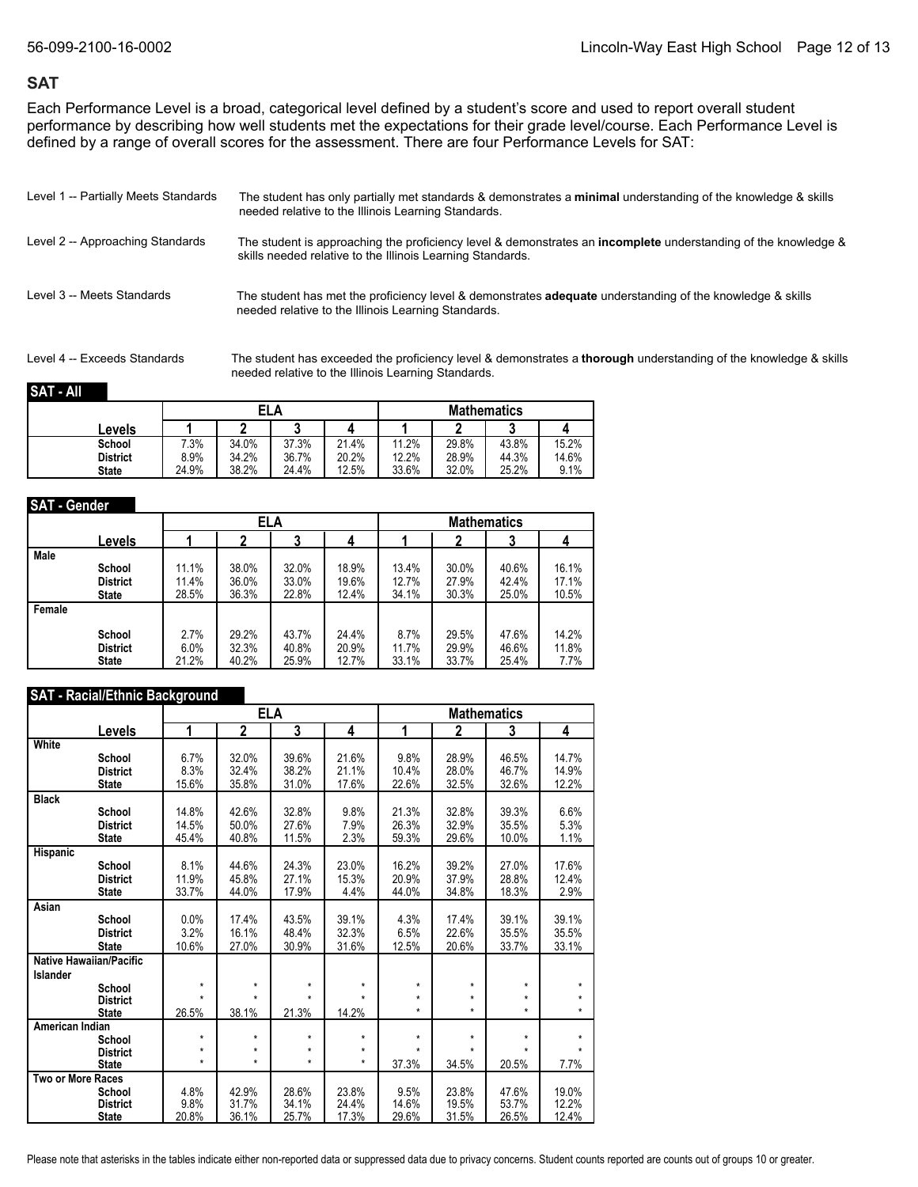## SAT

Each Performance Level is a broad, categorical level defined by a student's score and used to report overall student performance by describing how well students met the expectations for their grade level/course. Each Performance Level is defined by a range of overall scores for the assessment. There are four Performance Levels for SAT:

Level 1 -- Partially Meets Standards — The student has only partially met standards & demonstrates a **minimal** understanding of the knowledge & skills needed relative to the Illinois Learning Standards.

Level 2 -- Approaching Standards — The student is approaching the proficiency level & demonstrates an **incomplete** understanding of the knowledge & skills needed relative to the Illinois Learning Standards.

Level 3 -- Meets Standards — The student has met the proficiency level & demonstrates **adequate** understanding of the knowledge & skills needed relative to the Illinois Learning Standards.

Level 4 -- Exceeds Standards — The student has exceeded the proficiency level & demonstrates a **thorough** understanding of the knowledge & skills needed relative to the Illinois Learning Standards.

### SAT - All

| | ELA | | | | Mathematics | | | |
|---|---|---|---|---|---|---|---|---|
| Levels | 1 | 2 | 3 | 4 | 1 | 2 | 3 | 4 |
| School | 7.3% | 34.0% | 37.3% | 21.4% | 11.2% | 29.8% | 43.8% | 15.2% |
| District | 8.9% | 34.2% | 36.7% | 20.2% | 12.2% | 28.9% | 44.3% | 14.6% |
| State | 24.9% | 38.2% | 24.4% | 12.5% | 33.6% | 32.0% | 25.2% | 9.1% |

### SAT - Gender

| | ELA | | | | Mathematics | | | |
|---|---|---|---|---|---|---|---|---|
| Levels | 1 | 2 | 3 | 4 | 1 | 2 | 3 | 4 |
| **Male** | | | | | | | | |
| School | 11.1% | 38.0% | 32.0% | 18.9% | 13.4% | 30.0% | 40.6% | 16.1% |
| District | 11.4% | 36.0% | 33.0% | 19.6% | 12.7% | 27.9% | 42.4% | 17.1% |
| State | 28.5% | 36.3% | 22.8% | 12.4% | 34.1% | 30.3% | 25.0% | 10.5% |
| **Female** | | | | | | | | |
| School | 2.7% | 29.2% | 43.7% | 24.4% | 8.7% | 29.5% | 47.6% | 14.2% |
| District | 6.0% | 32.3% | 40.8% | 20.9% | 11.7% | 29.9% | 46.6% | 11.8% |
| State | 21.2% | 40.2% | 25.9% | 12.7% | 33.1% | 33.7% | 25.4% | 7.7% |

### SAT - Racial/Ethnic Background

| | ELA | | | | Mathematics | | | |
|---|---|---|---|---|---|---|---|---|
| Levels | 1 | 2 | 3 | 4 | 1 | 2 | 3 | 4 |
| **White** | | | | | | | | |
| School | 6.7% | 32.0% | 39.6% | 21.6% | 9.8% | 28.9% | 46.5% | 14.7% |
| District | 8.3% | 32.4% | 38.2% | 21.1% | 10.4% | 28.0% | 46.7% | 14.9% |
| State | 15.6% | 35.8% | 31.0% | 17.6% | 22.6% | 32.5% | 32.6% | 12.2% |
| **Black** | | | | | | | | |
| School | 14.8% | 42.6% | 32.8% | 9.8% | 21.3% | 32.8% | 39.3% | 6.6% |
| District | 14.5% | 50.0% | 27.6% | 7.9% | 26.3% | 32.9% | 35.5% | 5.3% |
| State | 45.4% | 40.8% | 11.5% | 2.3% | 59.3% | 29.6% | 10.0% | 1.1% |
| **Hispanic** | | | | | | | | |
| School | 8.1% | 44.6% | 24.3% | 23.0% | 16.2% | 39.2% | 27.0% | 17.6% |
| District | 11.9% | 45.8% | 27.1% | 15.3% | 20.9% | 37.9% | 28.8% | 12.4% |
| State | 33.7% | 44.0% | 17.9% | 4.4% | 44.0% | 34.8% | 18.3% | 2.9% |
| **Asian** | | | | | | | | |
| School | 0.0% | 17.4% | 43.5% | 39.1% | 4.3% | 17.4% | 39.1% | 39.1% |
| District | 3.2% | 16.1% | 48.4% | 32.3% | 6.5% | 22.6% | 35.5% | 35.5% |
| State | 10.6% | 27.0% | 30.9% | 31.6% | 12.5% | 20.6% | 33.7% | 33.1% |
| **Native Hawaiian/Pacific Islander** | | | | | | | | |
| School | * | * | * | * | * | * | * | * |
| District | * | * | * | * | * | * | * | * |
| State | 26.5% | 38.1% | 21.3% | 14.2% | * | * | * | * |
| **American Indian** | | | | | | | | |
| School | * | * | * | * | * | * | * | * |
| District | * | * | * | * | * | * | * | * |
| State | * | * | * | * | 37.3% | 34.5% | 20.5% | 7.7% |
| **Two or More Races** | | | | | | | | |
| School | 4.8% | 42.9% | 28.6% | 23.8% | 9.5% | 23.8% | 47.6% | 19.0% |
| District | 9.8% | 31.7% | 34.1% | 24.4% | 14.6% | 19.5% | 53.7% | 12.2% |
| State | 20.8% | 36.1% | 25.7% | 17.3% | 29.6% | 31.5% | 26.5% | 12.4% |

Please note that asterisks in the tables indicate either non-reported data or suppressed data due to privacy concerns. Student counts reported are counts out of groups 10 or greater.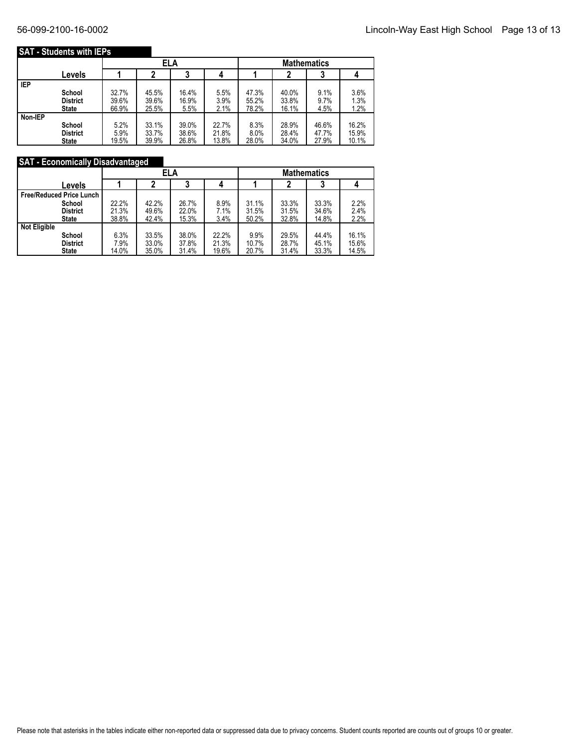## SAT - Students with IEPs

| | | ELA | | | | Mathematics | | | |
|---|---|---|---|---|---|---|---|---|---|
| | Levels | 1 | 2 | 3 | 4 | 1 | 2 | 3 | 4 |
| IEP | | | | | | | | | |
| | School | 32.7% | 45.5% | 16.4% | 5.5% | 47.3% | 40.0% | 9.1% | 3.6% |
| | District | 39.6% | 39.6% | 16.9% | 3.9% | 55.2% | 33.8% | 9.7% | 1.3% |
| | State | 66.9% | 25.5% | 5.5% | 2.1% | 78.2% | 16.1% | 4.5% | 1.2% |
| Non-IEP | | | | | | | | | |
| | School | 5.2% | 33.1% | 39.0% | 22.7% | 8.3% | 28.9% | 46.6% | 16.2% |
| | District | 5.9% | 33.7% | 38.6% | 21.8% | 8.0% | 28.4% | 47.7% | 15.9% |
| | State | 19.5% | 39.9% | 26.8% | 13.8% | 28.0% | 34.0% | 27.9% | 10.1% |

## SAT - Economically Disadvantaged

| | | ELA | | | | Mathematics | | | |
|---|---|---|---|---|---|---|---|---|---|
| | Levels | 1 | 2 | 3 | 4 | 1 | 2 | 3 | 4 |
| Free/Reduced Price Lunch | | | | | | | | | |
| | School | 22.2% | 42.2% | 26.7% | 8.9% | 31.1% | 33.3% | 33.3% | 2.2% |
| | District | 21.3% | 49.6% | 22.0% | 7.1% | 31.5% | 31.5% | 34.6% | 2.4% |
| | State | 38.8% | 42.4% | 15.3% | 3.4% | 50.2% | 32.8% | 14.8% | 2.2% |
| Not Eligible | | | | | | | | | |
| | School | 6.3% | 33.5% | 38.0% | 22.2% | 9.9% | 29.5% | 44.4% | 16.1% |
| | District | 7.9% | 33.0% | 37.8% | 21.3% | 10.7% | 28.7% | 45.1% | 15.6% |
| | State | 14.0% | 35.0% | 31.4% | 19.6% | 20.7% | 31.4% | 33.3% | 14.5% |

Please note that asterisks in the tables indicate either non-reported data or suppressed data due to privacy concerns. Student counts reported are counts out of groups 10 or greater.